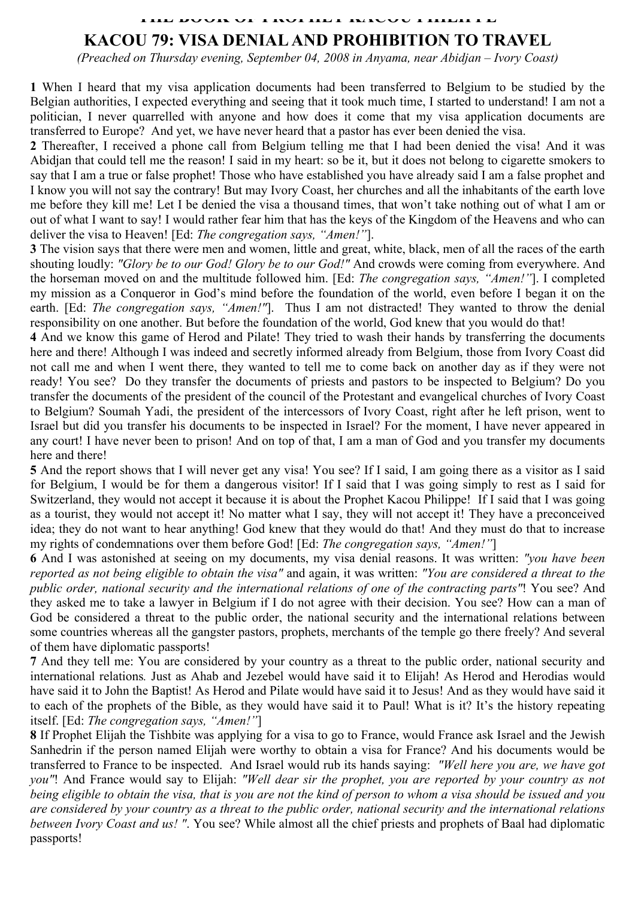# THE BOOK OF PROPHET KACOU PHILIPPE

## KACOU 79: VISA DENIAL AND PROHIBITION TO TRAVEL

*(Preached on Thursday evening, September 04, 2008 in Anyama, near Abidjan – Ivory Coast)*

**1** When I heard that my visa application documents had been transferred to Belgium to be studied by the Belgian authorities, I expected everything and seeing that it took much time, I started to understand! I am not a politician, I never quarrelled with anyone and how does it come that my visa application documents are transferred to Europe? And yet, we have never heard that a pastor has ever been denied the visa.

**2** Thereafter, I received a phone call from Belgium telling me that I had been denied the visa! And it was Abidjan that could tell me the reason! I said in my heart: so be it, but it does not belong to cigarette smokers to say that I am a true or false prophet! Those who have established you have already said I am a false prophet and I know you will not say the contrary! But may Ivory Coast, her churches and all the inhabitants of the earth love me before they kill me! Let I be denied the visa a thousand times, that won't take nothing out of what I am or out of what I want to say! I would rather fear him that has the keys of the Kingdom of the Heavens and who can deliver the visa to Heaven! [Ed: *The congregation says, "Amen!"*].

**3** The vision says that there were men and women, little and great, white, black, men of all the races of the earth shouting loudly: *"Glory be to our God! Glory be to our God!"* And crowds were coming from everywhere. And the horseman moved on and the multitude followed him. [Ed: *The congregation says, "Amen!"*]. I completed my mission as a Conqueror in God's mind before the foundation of the world, even before I began it on the earth. [Ed: *The congregation says, "Amen!"*]. Thus I am not distracted! They wanted to throw the denial responsibility on one another. But before the foundation of the world, God knew that you would do that!

**4** And we know this game of Herod and Pilate! They tried to wash their hands by transferring the documents here and there! Although I was indeed and secretly informed already from Belgium, those from Ivory Coast did not call me and when I went there, they wanted to tell me to come back on another day as if they were not ready! You see? Do they transfer the documents of priests and pastors to be inspected to Belgium? Do you transfer the documents of the president of the council of the Protestant and evangelical churches of Ivory Coast to Belgium? Soumah Yadi, the president of the intercessors of Ivory Coast, right after he left prison, went to Israel but did you transfer his documents to be inspected in Israel? For the moment, I have never appeared in any court! I have never been to prison! And on top of that, I am a man of God and you transfer my documents here and there!

**5** And the report shows that I will never get any visa! You see? If I said, I am going there as a visitor as I said for Belgium, I would be for them a dangerous visitor! If I said that I was going simply to rest as I said for Switzerland, they would not accept it because it is about the Prophet Kacou Philippe! If I said that I was going as a tourist, they would not accept it! No matter what I say, they will not accept it! They have a preconceived idea; they do not want to hear anything! God knew that they would do that! And they must do that to increase my rights of condemnations over them before God! [Ed: *The congregation says, "Amen!"*]

**6** And I was astonished at seeing on my documents, my visa denial reasons. It was written: *"you have been reported as not being eligible to obtain the visa"* and again, it was written: *"You are considered a threat to the public order, national security and the international relations of one of the contracting parts"*! You see? And they asked me to take a lawyer in Belgium if I do not agree with their decision. You see? How can a man of God be considered a threat to the public order, the national security and the international relations between some countries whereas all the gangster pastors, prophets, merchants of the temple go there freely? And several of them have diplomatic passports!

**7** And they tell me: You are considered by your country as a threat to the public order, national security and international relations. Just as Ahab and Jezebel would have said it to Elijah! As Herod and Herodias would have said it to John the Baptist! As Herod and Pilate would have said it to Jesus! And as they would have said it to each of the prophets of the Bible, as they would have said it to Paul! What is it? It's the history repeating itself. [Ed: *The congregation says, "Amen!"*]

**8** If Prophet Elijah the Tishbite was applying for a visa to go to France, would France ask Israel and the Jewish Sanhedrin if the person named Elijah were worthy to obtain a visa for France? And his documents would be transferred to France to be inspected. And Israel would rub its hands saying: *"Well here you are, we have got you"*! And France would say to Elijah: *"Well dear sir the prophet, you are reported by your country as not being eligible to obtain the visa, that is you are not the kind of person to whom a visa should be issued and you are considered by your country as a threat to the public order, national security and the international relations between Ivory Coast and us! "*. You see? While almost all the chief priests and prophets of Baal had diplomatic passports!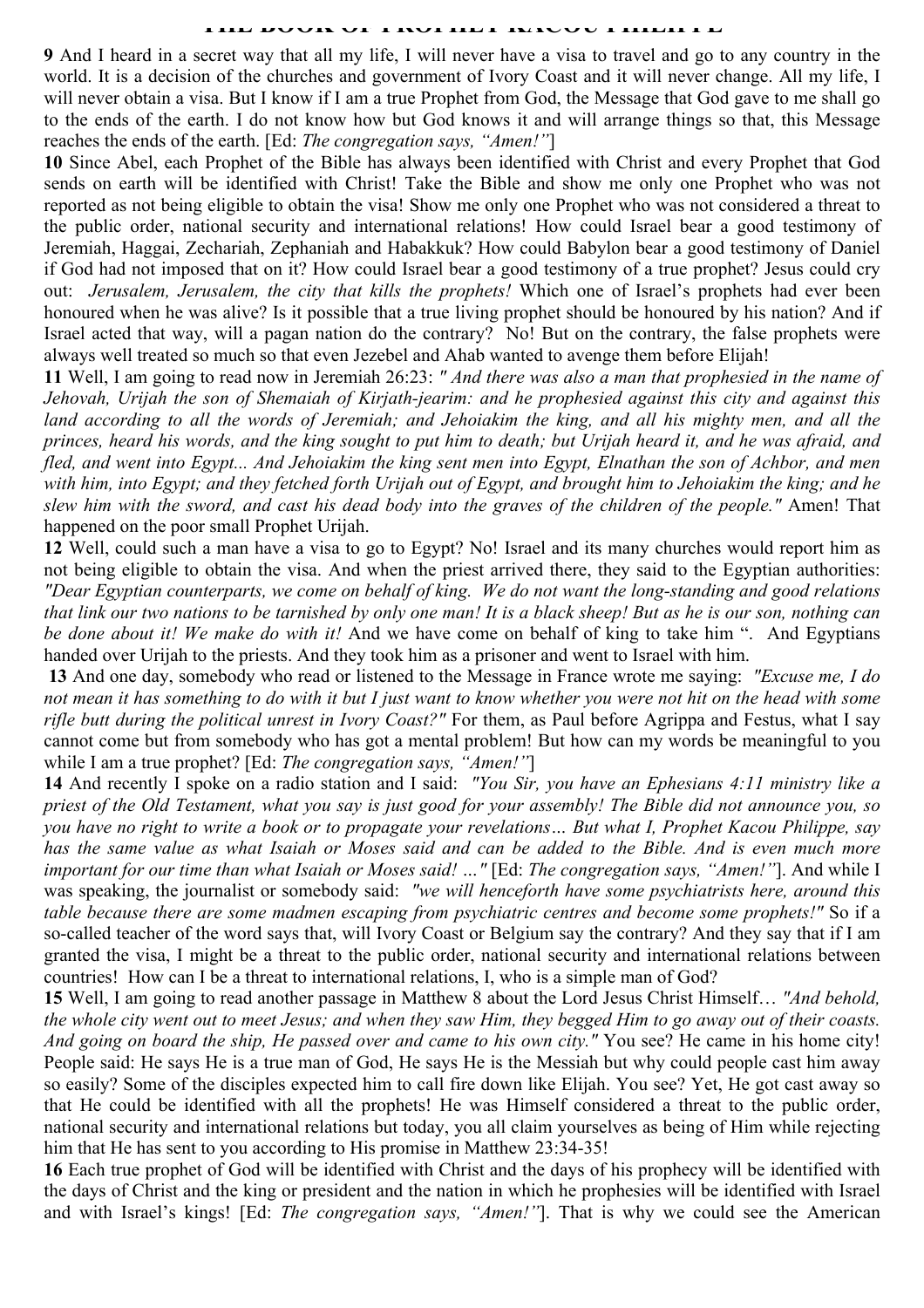**9** And I heard in a secret way that all my life, I will never have a visa to travel and go to any country in the world. It is a decision of the churches and government of Ivory Coast and it will never change. All my life, I will never obtain a visa. But I know if I am a true Prophet from God, the Message that God gave to me shall go to the ends of the earth. I do not know how but God knows it and will arrange things so that, this Message reaches the ends of the earth. [Ed: *The congregation says, "Amen!"*]

**10** Since Abel, each Prophet of the Bible has always been identified with Christ and every Prophet that God sends on earth will be identified with Christ! Take the Bible and show me only one Prophet who was not reported as not being eligible to obtain the visa! Show me only one Prophet who was not considered a threat to the public order, national security and international relations! How could Israel bear a good testimony of Jeremiah, Haggai, Zechariah, Zephaniah and Habakkuk? How could Babylon bear a good testimony of Daniel if God had not imposed that on it? How could Israel bear a good testimony of a true prophet? Jesus could cry out: *Jerusalem, Jerusalem, the city that kills the prophets!* Which one of Israel's prophets had ever been honoured when he was alive? Is it possible that a true living prophet should be honoured by his nation? And if Israel acted that way, will a pagan nation do the contrary? No! But on the contrary, the false prophets were always well treated so much so that even Jezebel and Ahab wanted to avenge them before Elijah!

**11** Well, I am going to read now in Jeremiah 26:23: *" And there was also a man that prophesied in the name of Jehovah, Urijah the son of Shemaiah of Kirjath-jearim: and he prophesied against this city and against this land according to all the words of Jeremiah; and Jehoiakim the king, and all his mighty men, and all the princes, heard his words, and the king sought to put him to death; but Urijah heard it, and he was afraid, and fled, and went into Egypt... And Jehoiakim the king sent men into Egypt, Elnathan the son of Achbor, and men with him, into Egypt; and they fetched forth Urijah out of Egypt, and brought him to Jehoiakim the king; and he slew him with the sword, and cast his dead body into the graves of the children of the people."* Amen! That happened on the poor small Prophet Urijah.

**12** Well, could such a man have a visa to go to Egypt? No! Israel and its many churches would report him as not being eligible to obtain the visa. And when the priest arrived there, they said to the Egyptian authorities: *"Dear Egyptian counterparts, we come on behalf of king. We do not want the long-standing and good relations that link our two nations to be tarnished by only one man! It is a black sheep! But as he is our son, nothing can be done about it! We make do with it!* And we have come on behalf of king to take him ". And Egyptians handed over Urijah to the priests. And they took him as a prisoner and went to Israel with him.

**13** And one day, somebody who read or listened to the Message in France wrote me saying: *"Excuse me, I do not mean it has something to do with it but I just want to know whether you were not hit on the head with some rifle butt during the political unrest in Ivory Coast?"* For them, as Paul before Agrippa and Festus, what I say cannot come but from somebody who has got a mental problem! But how can my words be meaningful to you while I am a true prophet? [Ed: *The congregation says, "Amen!"*]

**14** And recently I spoke on a radio station and I said: *"You Sir, you have an Ephesians 4:11 ministry like a priest of the Old Testament, what you say is just good for your assembly! The Bible did not announce you, so you have no right to write a book or to propagate your revelations… But what I, Prophet Kacou Philippe, say has the same value as what Isaiah or Moses said and can be added to the Bible. And is even much more important for our time than what Isaiah or Moses said! …"* [Ed: *The congregation says, "Amen!"*]. And while I was speaking, the journalist or somebody said: *"we will henceforth have some psychiatrists here, around this table because there are some madmen escaping from psychiatric centres and become some prophets!"* So if a so-called teacher of the word says that, will Ivory Coast or Belgium say the contrary? And they say that if I am granted the visa, I might be a threat to the public order, national security and international relations between countries! How can I be a threat to international relations, I, who is a simple man of God?

**15** Well, I am going to read another passage in Matthew 8 about the Lord Jesus Christ Himself… *"And behold, the whole city went out to meet Jesus; and when they saw Him, they begged Him to go away out of their coasts. And going on board the ship, He passed over and came to his own city."* You see? He came in his home city! People said: He says He is a true man of God, He says He is the Messiah but why could people cast him away so easily? Some of the disciples expected him to call fire down like Elijah. You see? Yet, He got cast away so that He could be identified with all the prophets! He was Himself considered a threat to the public order, national security and international relations but today, you all claim yourselves as being of Him while rejecting him that He has sent to you according to His promise in Matthew 23:34-35!

**16** Each true prophet of God will be identified with Christ and the days of his prophecy will be identified with the days of Christ and the king or president and the nation in which he prophesies will be identified with Israel and with Israel's kings! [Ed: *The congregation says, "Amen!"*]. That is why we could see the American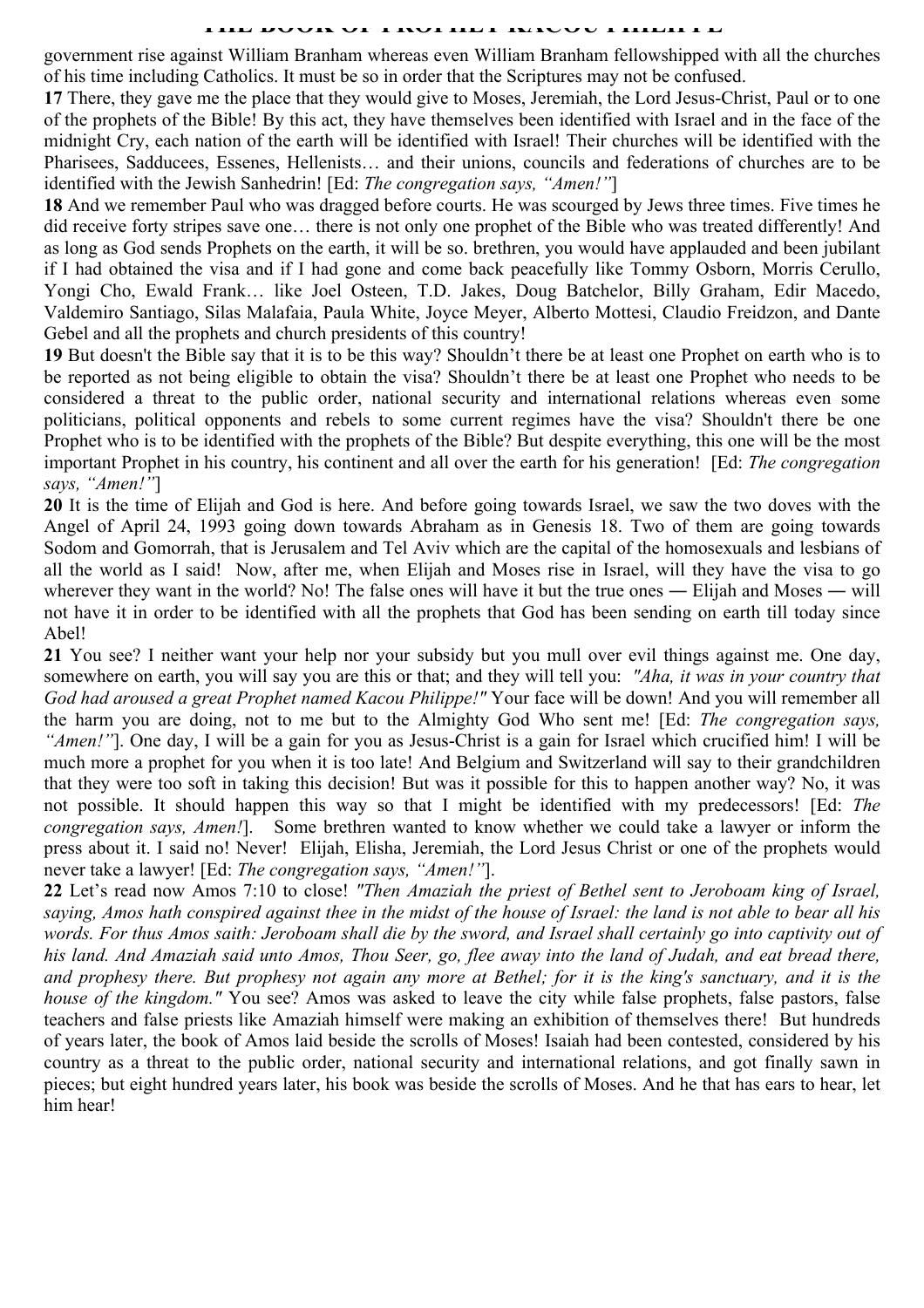government rise against William Branham whereas even William Branham fellowshipped with all the churches of his time including Catholics. It must be so in order that the Scriptures may not be confused.

**17** There, they gave me the place that they would give to Moses, Jeremiah, the Lord Jesus-Christ, Paul or to one of the prophets of the Bible! By this act, they have themselves been identified with Israel and in the face of the midnight Cry, each nation of the earth will be identified with Israel! Their churches will be identified with the Pharisees, Sadducees, Essenes, Hellenists… and their unions, councils and federations of churches are to be identified with the Jewish Sanhedrin! [Ed: *The congregation says, "Amen!"*]

**18** And we remember Paul who was dragged before courts. He was scourged by Jews three times. Five times he did receive forty stripes save one… there is not only one prophet of the Bible who was treated differently! And as long as God sends Prophets on the earth, it will be so. brethren, you would have applauded and been jubilant if I had obtained the visa and if I had gone and come back peacefully like Tommy Osborn, Morris Cerullo, Yongi Cho, Ewald Frank… like Joel Osteen, T.D. Jakes, Doug Batchelor, Billy Graham, Edir Macedo, Valdemiro Santiago, Silas Malafaia, Paula White, Joyce Meyer, Alberto Mottesi, Claudio Freidzon, and Dante Gebel and all the prophets and church presidents of this country!

**19** But doesn't the Bible say that it is to be this way? Shouldn't there be at least one Prophet on earth who is to be reported as not being eligible to obtain the visa? Shouldn't there be at least one Prophet who needs to be considered a threat to the public order, national security and international relations whereas even some politicians, political opponents and rebels to some current regimes have the visa? Shouldn't there be one Prophet who is to be identified with the prophets of the Bible? But despite everything, this one will be the most important Prophet in his country, his continent and all over the earth for his generation! [Ed: *The congregation says, "Amen!"*]

**20** It is the time of Elijah and God is here. And before going towards Israel, we saw the two doves with the Angel of April 24, 1993 going down towards Abraham as in Genesis 18. Two of them are going towards Sodom and Gomorrah, that is Jerusalem and Tel Aviv which are the capital of the homosexuals and lesbians of all the world as I said! Now, after me, when Elijah and Moses rise in Israel, will they have the visa to go wherever they want in the world? No! The false ones will have it but the true ones ― Elijah and Moses ― will not have it in order to be identified with all the prophets that God has been sending on earth till today since Abel!

**21** You see? I neither want your help nor your subsidy but you mull over evil things against me. One day, somewhere on earth, you will say you are this or that; and they will tell you: *"Aha, it was in your country that God had aroused a great Prophet named Kacou Philippe!"* Your face will be down! And you will remember all the harm you are doing, not to me but to the Almighty God Who sent me! [Ed: *The congregation says, "Amen!"*]. One day, I will be a gain for you as Jesus-Christ is a gain for Israel which crucified him! I will be much more a prophet for you when it is too late! And Belgium and Switzerland will say to their grandchildren that they were too soft in taking this decision! But was it possible for this to happen another way? No, it was not possible. It should happen this way so that I might be identified with my predecessors! [Ed: *The congregation says, Amen!*]. Some brethren wanted to know whether we could take a lawyer or inform the press about it. I said no! Never! Elijah, Elisha, Jeremiah, the Lord Jesus Christ or one of the prophets would never take a lawyer! [Ed: *The congregation says, "Amen!"*].

**22** Let's read now Amos 7:10 to close! *"Then Amaziah the priest of Bethel sent to Jeroboam king of Israel, saying, Amos hath conspired against thee in the midst of the house of Israel: the land is not able to bear all his words. For thus Amos saith: Jeroboam shall die by the sword, and Israel shall certainly go into captivity out of his land. And Amaziah said unto Amos, Thou Seer, go, flee away into the land of Judah, and eat bread there, and prophesy there. But prophesy not again any more at Bethel; for it is the king's sanctuary, and it is the house of the kingdom."* You see? Amos was asked to leave the city while false prophets, false pastors, false teachers and false priests like Amaziah himself were making an exhibition of themselves there! But hundreds of years later, the book of Amos laid beside the scrolls of Moses! Isaiah had been contested, considered by his country as a threat to the public order, national security and international relations, and got finally sawn in pieces; but eight hundred years later, his book was beside the scrolls of Moses. And he that has ears to hear, let him hear!